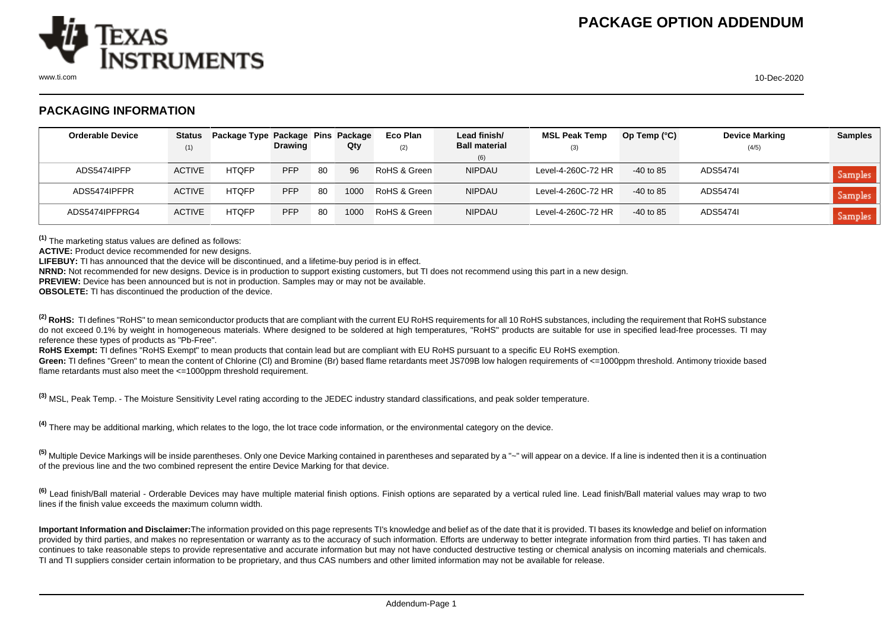# PACKAGE OPTION ADDENDUM

## PACKAGING INFORMATION

| Orderable Device | Status (1) | Package Type | Package Drawing | Pins | Package Qty | Eco Plan (2) | Lead finish/ Ball material (6) | MSL Peak Temp (3) | Op Temp (°C) | Device Marking (4/5) | Samples |
|---|---|---|---|---|---|---|---|---|---|---|---|
| ADS5474IPFP | ACTIVE | HTQFP | PFP | 80 | 96 | RoHS & Green | NIPDAU | Level-4-260C-72 HR | -40 to 85 | ADS5474I | Samples |
| ADS5474IPFPR | ACTIVE | HTQFP | PFP | 80 | 1000 | RoHS & Green | NIPDAU | Level-4-260C-72 HR | -40 to 85 | ADS5474I | Samples |
| ADS5474IPFPRG4 | ACTIVE | HTQFP | PFP | 80 | 1000 | RoHS & Green | NIPDAU | Level-4-260C-72 HR | -40 to 85 | ADS5474I | Samples |

[1] The marketing status values are defined as follows:

**ACTIVE:** Product device recommended for new designs.

**LIFEBUY:** TI has announced that the device will be discontinued, and a lifetime-buy period is in effect.

**NRND:** Not recommended for new designs. Device is in production to support existing customers, but TI does not recommend using this part in a new design.

**PREVIEW:** Device has been announced but is not in production. Samples may or may not be available.

**OBSOLETE:** TI has discontinued the production of the device.

[2] **RoHS:** TI defines "RoHS" to mean semiconductor products that are compliant with the current EU RoHS requirements for all 10 RoHS substances, including the requirement that RoHS substance do not exceed 0.1% by weight in homogeneous materials. Where designed to be soldered at high temperatures, "RoHS" products are suitable for use in specified lead-free processes. TI may reference these types of products as "Pb-Free".

**RoHS Exempt:** TI defines "RoHS Exempt" to mean products that contain lead but are compliant with EU RoHS pursuant to a specific EU RoHS exemption.

**Green:** TI defines "Green" to mean the content of Chlorine (Cl) and Bromine (Br) based flame retardants meet JS709B low halogen requirements of <=1000ppm threshold. Antimony trioxide based flame retardants must also meet the <=1000ppm threshold requirement.

[3] MSL, Peak Temp. - The Moisture Sensitivity Level rating according to the JEDEC industry standard classifications, and peak solder temperature.

[4] There may be additional marking, which relates to the logo, the lot trace code information, or the environmental category on the device.

[5] Multiple Device Markings will be inside parentheses. Only one Device Marking contained in parentheses and separated by a "~" will appear on a device. If a line is indented then it is a continuation of the previous line and the two combined represent the entire Device Marking for that device.

[6] Lead finish/Ball material - Orderable Devices may have multiple material finish options. Finish options are separated by a vertical ruled line. Lead finish/Ball material values may wrap to two lines if the finish value exceeds the maximum column width.

**Important Information and Disclaimer:** The information provided on this page represents TI's knowledge and belief as of the date that it is provided. TI bases its knowledge and belief on information provided by third parties, and makes no representation or warranty as to the accuracy of such information. Efforts are underway to better integrate information from third parties. TI has taken and continues to take reasonable steps to provide representative and accurate information but may not have conducted destructive testing or chemical analysis on incoming materials and chemicals. TI and TI suppliers consider certain information to be proprietary, and thus CAS numbers and other limited information may not be available for release.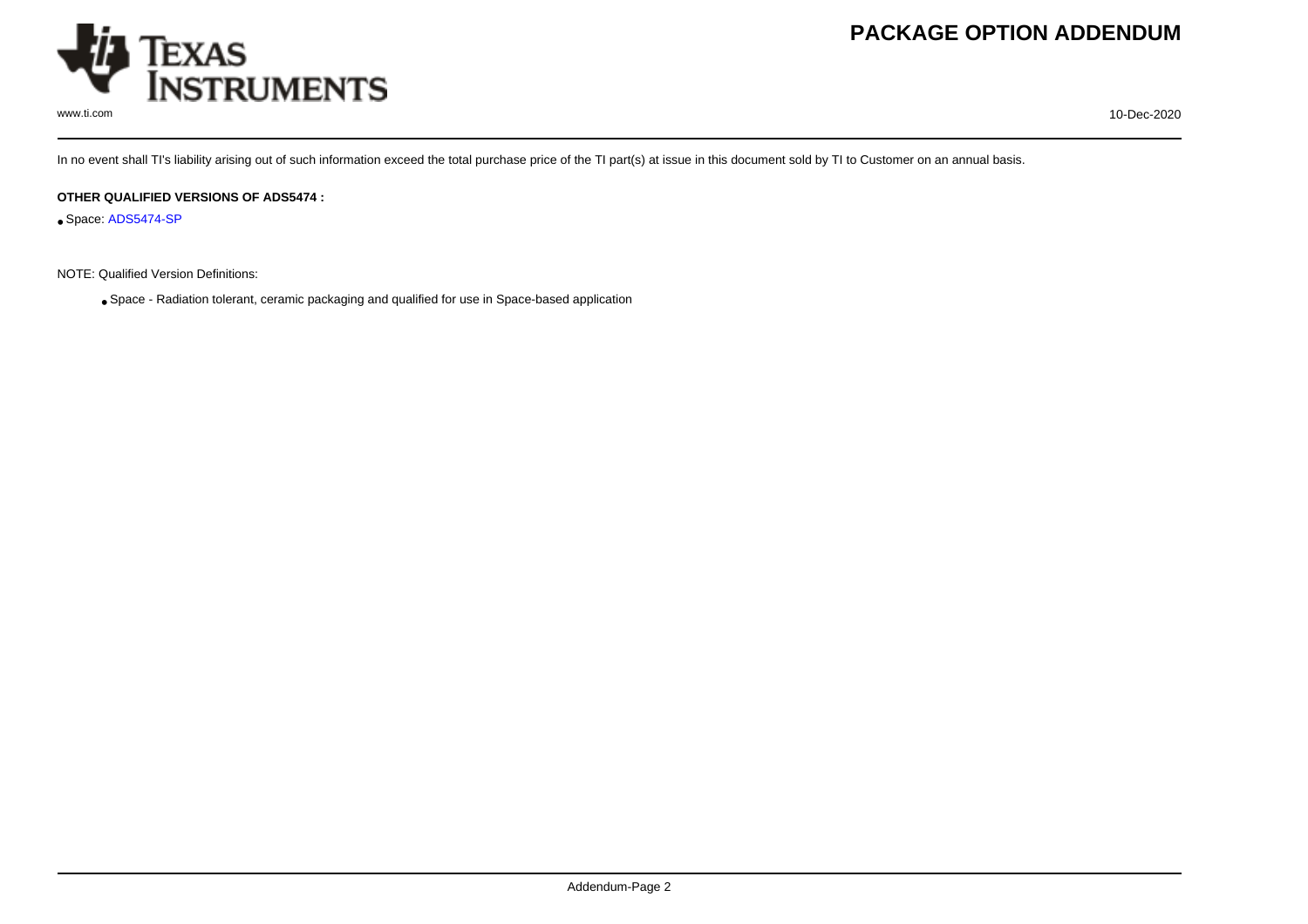In no event shall TI's liability arising out of such information exceed the total purchase price of the TI part(s) at issue in this document sold by TI to Customer on an annual basis.

**OTHER QUALIFIED VERSIONS OF ADS5474 :**

- Space: ADS5474-SP

NOTE: Qualified Version Definitions:

- Space - Radiation tolerant, ceramic packaging and qualified for use in Space-based application